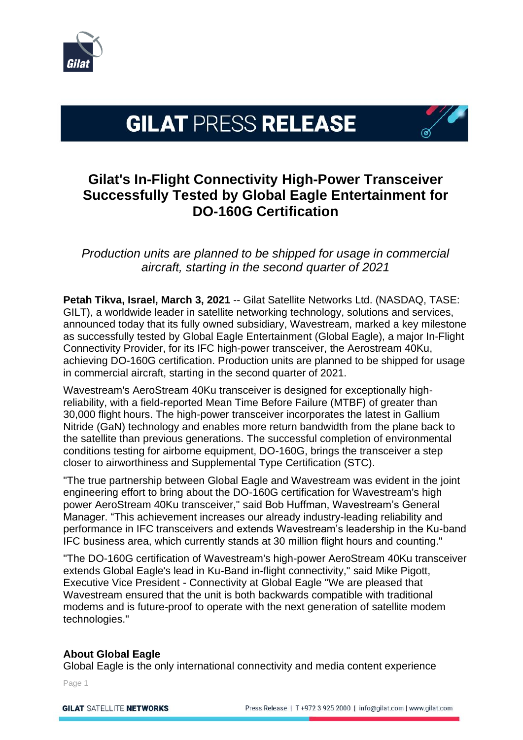# GILAT PRESS RELEASE

## Gilat's In-Flight Connectivity High-Power Transceiver Successfully Tested by Global Eagle Entertainment for DO-160G Certification

*Production units are planned to be shipped for usage in commercial aircraft, starting in the second quarter of 2021*

**Petah Tikva, Israel, March 3, 2021** -- Gilat Satellite Networks Ltd. (NASDAQ, TASE: GILT), a worldwide leader in satellite networking technology, solutions and services, announced today that its fully owned subsidiary, Wavestream, marked a key milestone as successfully tested by Global Eagle Entertainment (Global Eagle), a major In-Flight Connectivity Provider, for its IFC high-power transceiver, the Aerostream 40Ku, achieving DO-160G certification. Production units are planned to be shipped for usage in commercial aircraft, starting in the second quarter of 2021.

Wavestream's AeroStream 40Ku transceiver is designed for exceptionally high-reliability, with a field-reported Mean Time Before Failure (MTBF) of greater than 30,000 flight hours. The high-power transceiver incorporates the latest in Gallium Nitride (GaN) technology and enables more return bandwidth from the plane back to the satellite than previous generations. The successful completion of environmental conditions testing for airborne equipment, DO-160G, brings the transceiver a step closer to airworthiness and Supplemental Type Certification (STC).

"The true partnership between Global Eagle and Wavestream was evident in the joint engineering effort to bring about the DO-160G certification for Wavestream's high power AeroStream 40Ku transceiver," said Bob Huffman, Wavestream's General Manager. "This achievement increases our already industry-leading reliability and performance in IFC transceivers and extends Wavestream's leadership in the Ku-band IFC business area, which currently stands at 30 million flight hours and counting."

"The DO-160G certification of Wavestream's high-power AeroStream 40Ku transceiver extends Global Eagle's lead in Ku-Band in-flight connectivity," said Mike Pigott, Executive Vice President - Connectivity at Global Eagle "We are pleased that Wavestream ensured that the unit is both backwards compatible with traditional modems and is future-proof to operate with the next generation of satellite modem technologies."

**About Global Eagle**

Global Eagle is the only international connectivity and media content experience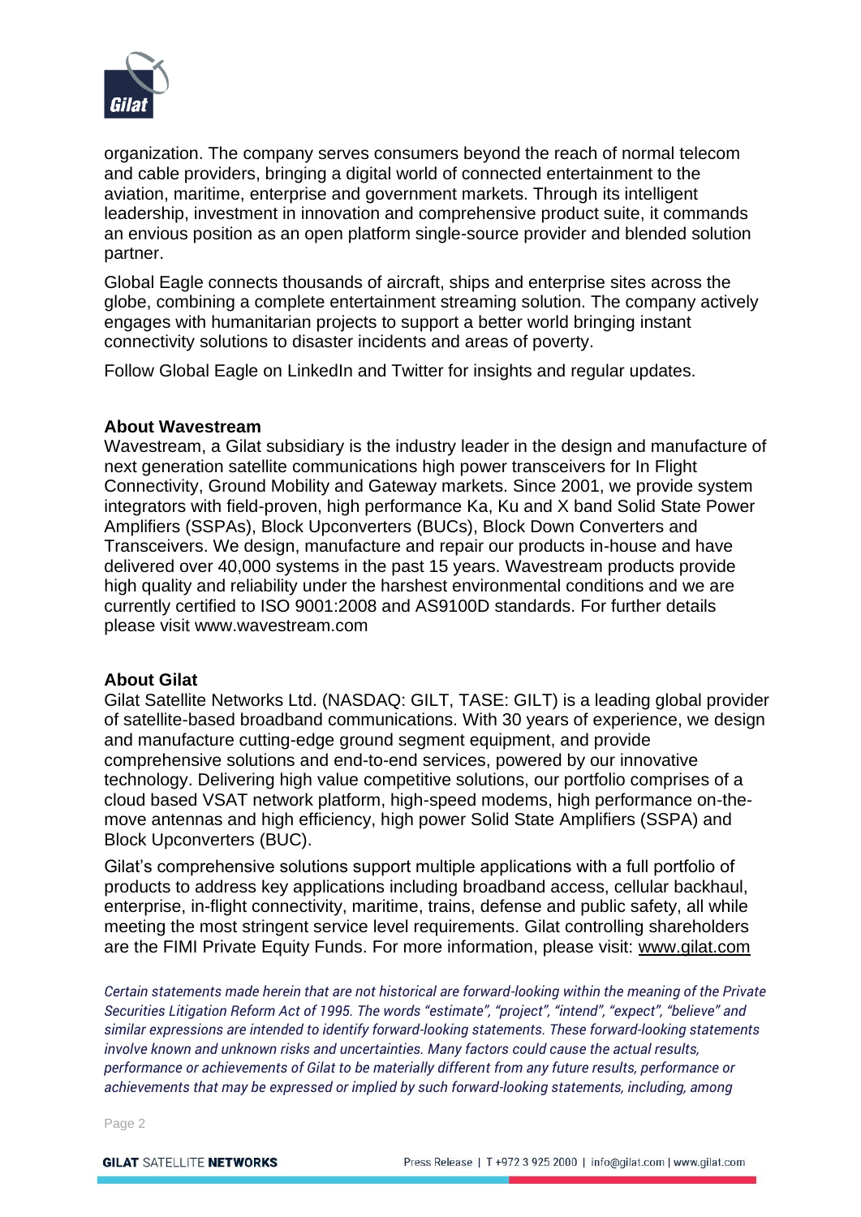organization. The company serves consumers beyond the reach of normal telecom and cable providers, bringing a digital world of connected entertainment to the aviation, maritime, enterprise and government markets. Through its intelligent leadership, investment in innovation and comprehensive product suite, it commands an envious position as an open platform single-source provider and blended solution partner.

Global Eagle connects thousands of aircraft, ships and enterprise sites across the globe, combining a complete entertainment streaming solution. The company actively engages with humanitarian projects to support a better world bringing instant connectivity solutions to disaster incidents and areas of poverty.

Follow Global Eagle on LinkedIn and Twitter for insights and regular updates.

**About Wavestream**

Wavestream, a Gilat subsidiary is the industry leader in the design and manufacture of next generation satellite communications high power transceivers for In Flight Connectivity, Ground Mobility and Gateway markets. Since 2001, we provide system integrators with field-proven, high performance Ka, Ku and X band Solid State Power Amplifiers (SSPAs), Block Upconverters (BUCs), Block Down Converters and Transceivers. We design, manufacture and repair our products in-house and have delivered over 40,000 systems in the past 15 years. Wavestream products provide high quality and reliability under the harshest environmental conditions and we are currently certified to ISO 9001:2008 and AS9100D standards. For further details please visit www.wavestream.com

**About Gilat**

Gilat Satellite Networks Ltd. (NASDAQ: GILT, TASE: GILT) is a leading global provider of satellite-based broadband communications. With 30 years of experience, we design and manufacture cutting-edge ground segment equipment, and provide comprehensive solutions and end-to-end services, powered by our innovative technology. Delivering high value competitive solutions, our portfolio comprises of a cloud based VSAT network platform, high-speed modems, high performance on-the-move antennas and high efficiency, high power Solid State Amplifiers (SSPA) and Block Upconverters (BUC).

Gilat's comprehensive solutions support multiple applications with a full portfolio of products to address key applications including broadband access, cellular backhaul, enterprise, in-flight connectivity, maritime, trains, defense and public safety, all while meeting the most stringent service level requirements. Gilat controlling shareholders are the FIMI Private Equity Funds. For more information, please visit: www.gilat.com

*Certain statements made herein that are not historical are forward-looking within the meaning of the Private Securities Litigation Reform Act of 1995. The words "estimate", "project", "intend", "expect", "believe" and similar expressions are intended to identify forward-looking statements. These forward-looking statements involve known and unknown risks and uncertainties. Many factors could cause the actual results, performance or achievements of Gilat to be materially different from any future results, performance or achievements that may be expressed or implied by such forward-looking statements, including, among*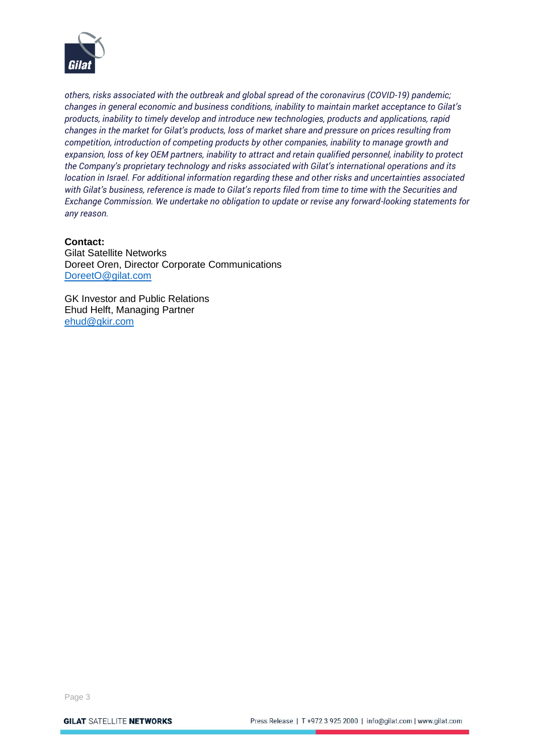*others, risks associated with the outbreak and global spread of the coronavirus (COVID-19) pandemic; changes in general economic and business conditions, inability to maintain market acceptance to Gilat's products, inability to timely develop and introduce new technologies, products and applications, rapid changes in the market for Gilat's products, loss of market share and pressure on prices resulting from competition, introduction of competing products by other companies, inability to manage growth and expansion, loss of key OEM partners, inability to attract and retain qualified personnel, inability to protect the Company's proprietary technology and risks associated with Gilat's international operations and its location in Israel. For additional information regarding these and other risks and uncertainties associated with Gilat's business, reference is made to Gilat's reports filed from time to time with the Securities and Exchange Commission. We undertake no obligation to update or revise any forward-looking statements for any reason.*

**Contact:**
Gilat Satellite Networks
Doreet Oren, Director Corporate Communications
DoreetO@gilat.com

GK Investor and Public Relations
Ehud Helft, Managing Partner
ehud@gkir.com